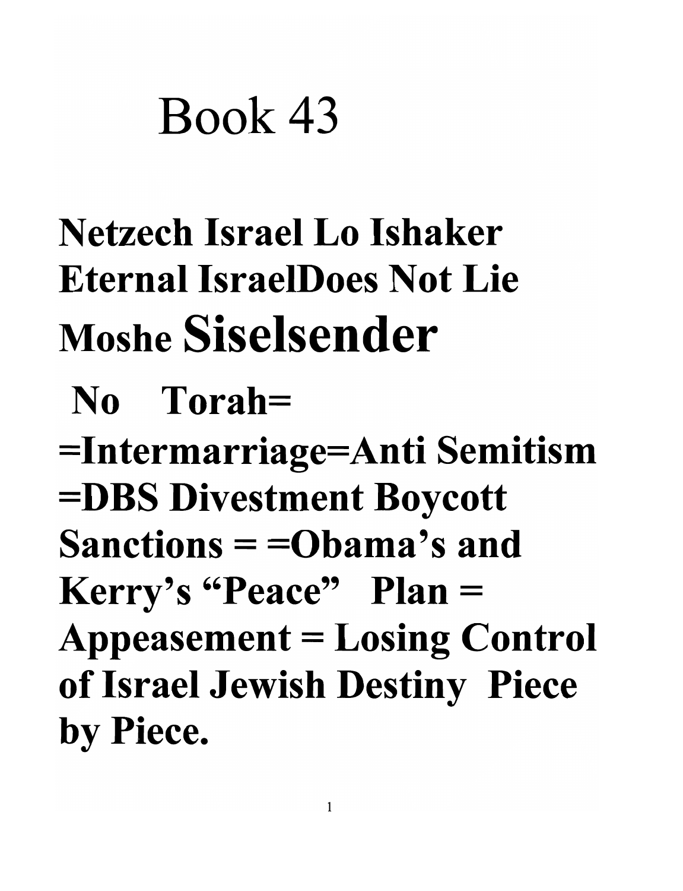# Book 43

## Netzech Israel Lo Ishaker
## Eternal IsraelDoes Not Lie
## Moshe Siselsender

**No Torah=**

**=Intermarriage=Anti Semitism =DBS Divestment Boycott Sanctions = =Obama's and Kerry's "Peace" Plan = Appeasement = Losing Control of Israel Jewish Destiny Piece by Piece.**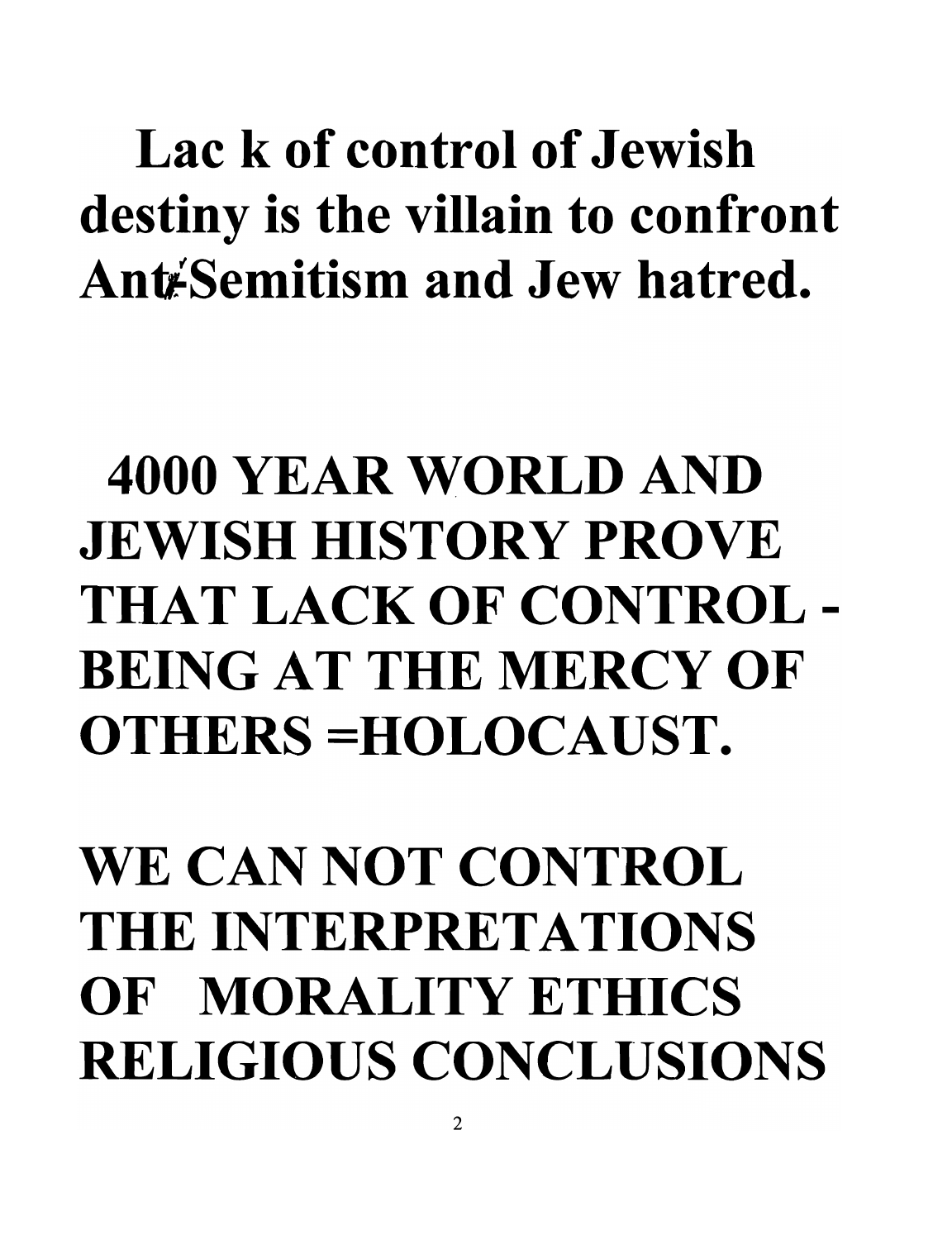**Lac k of control of Jewish destiny is the villain to confront Ant/Semitism and Jew hatred.**

**4000 YEAR WORLD AND JEWISH HISTORY PROVE THAT LACK OF CONTROL - BEING AT THE MERCY OF OTHERS =HOLOCAUST.**

**WE CAN NOT CONTROL THE INTERPRETATIONS OF MORALITY ETHICS RELIGIOUS CONCLUSIONS**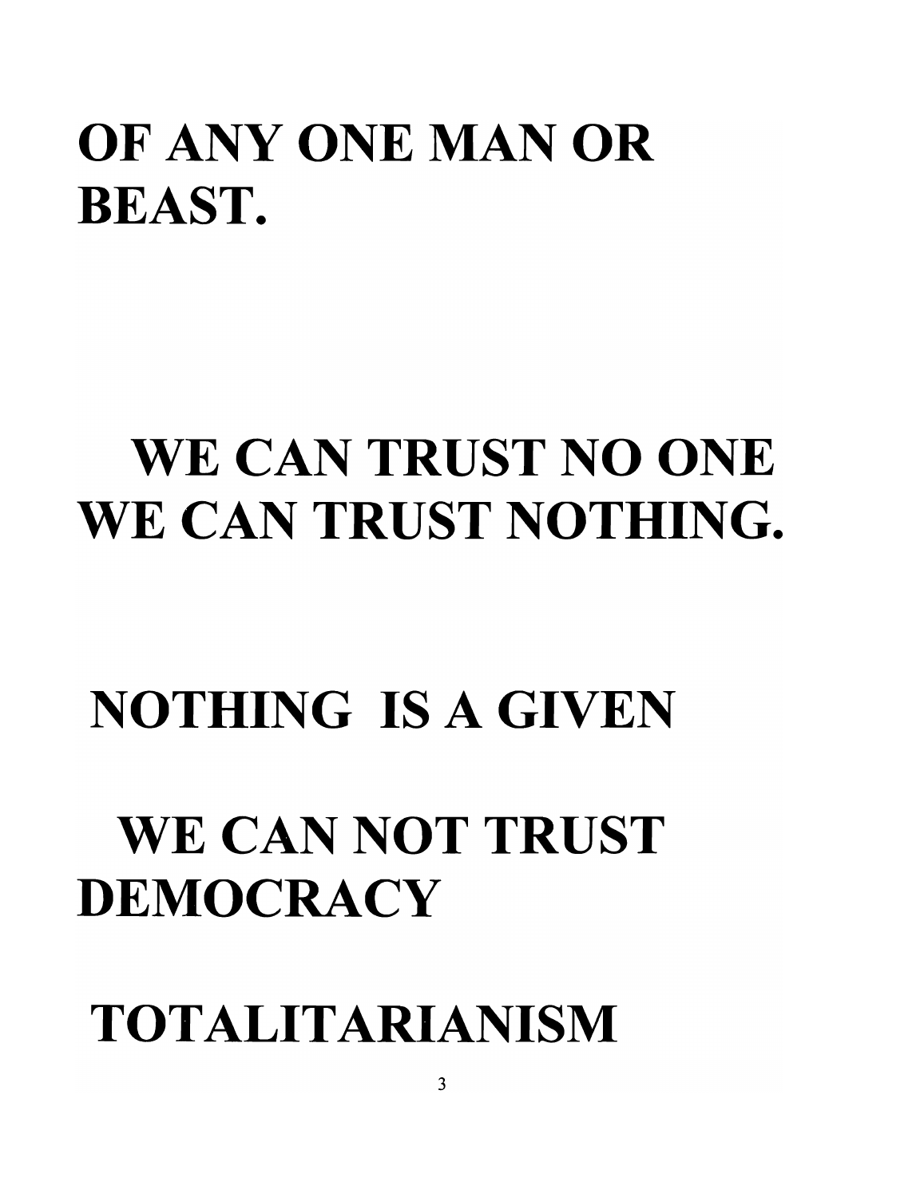**OF ANY ONE MAN OR BEAST.**

**WE CAN TRUST NO ONE WE CAN TRUST NOTHING.**

**NOTHING IS A GIVEN**

**WE CAN NOT TRUST DEMOCRACY**

**TOTALITARIANISM**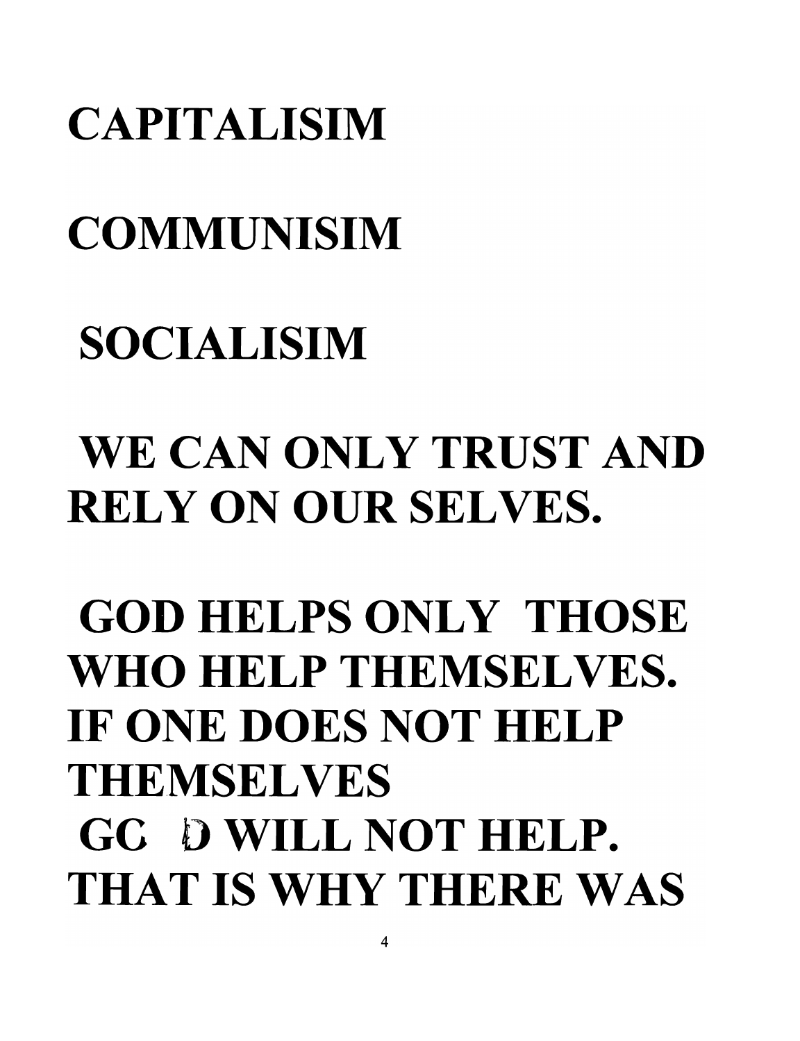**CAPITALISIM**

**COMMUNISIM**

**SOCIALISIM**

**WE CAN ONLY TRUST AND RELY ON OUR SELVES.**

**GOD HELPS ONLY THOSE WHO HELP THEMSELVES. IF ONE DOES NOT HELP THEMSELVES GOD WILL NOT HELP. THAT IS WHY THERE WAS**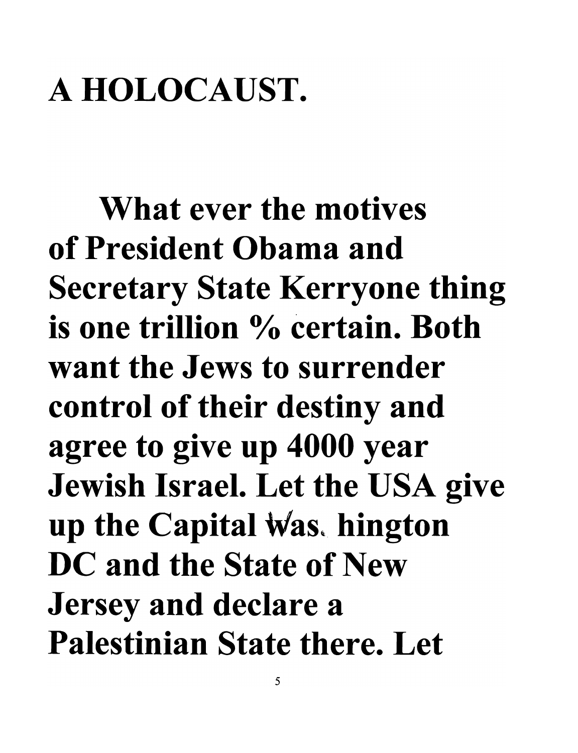**A HOLOCAUST.**

**What ever the motives of President Obama and Secretary State Kerryone thing is one trillion % certain. Both want the Jews to surrender control of their destiny and agree to give up 4000 year Jewish Israel. Let the USA give up the Capital Was. hington DC and the State of New Jersey and declare a Palestinian State there. Let**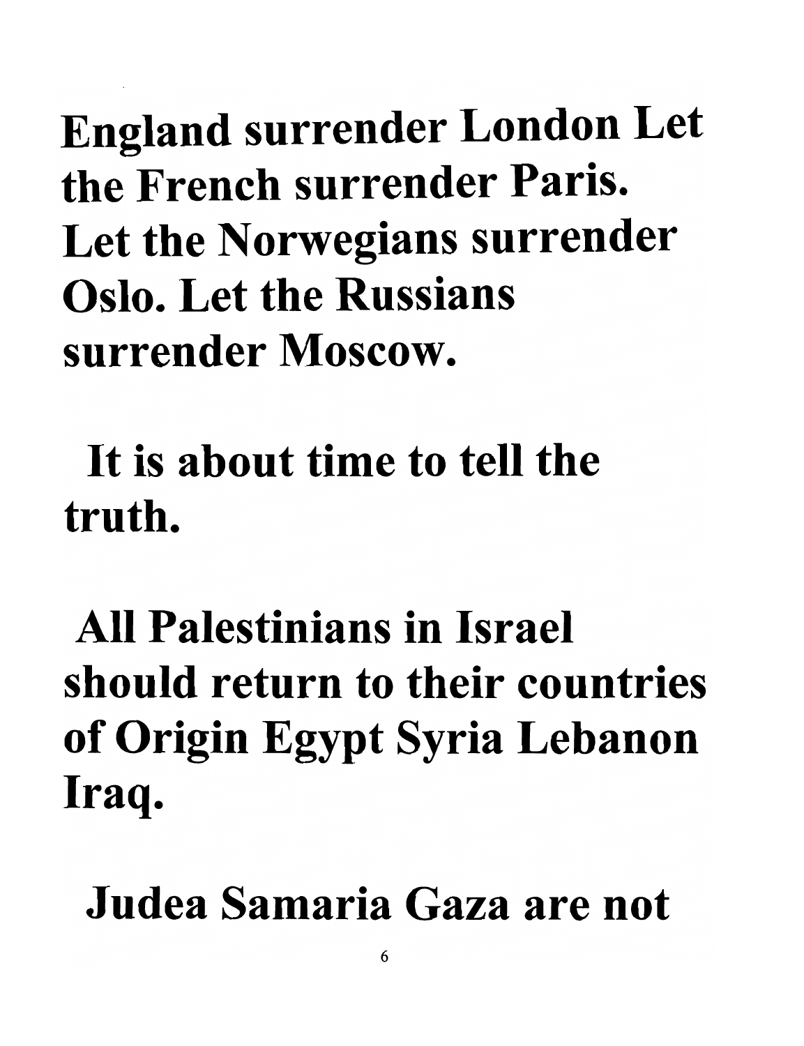**England surrender London Let the French surrender Paris. Let the Norwegians surrender Oslo. Let the Russians surrender Moscow.**

**It is about time to tell the truth.**

**All Palestinians in Israel should return to their countries of Origin Egypt Syria Lebanon Iraq.**

**Judea Samaria Gaza are not**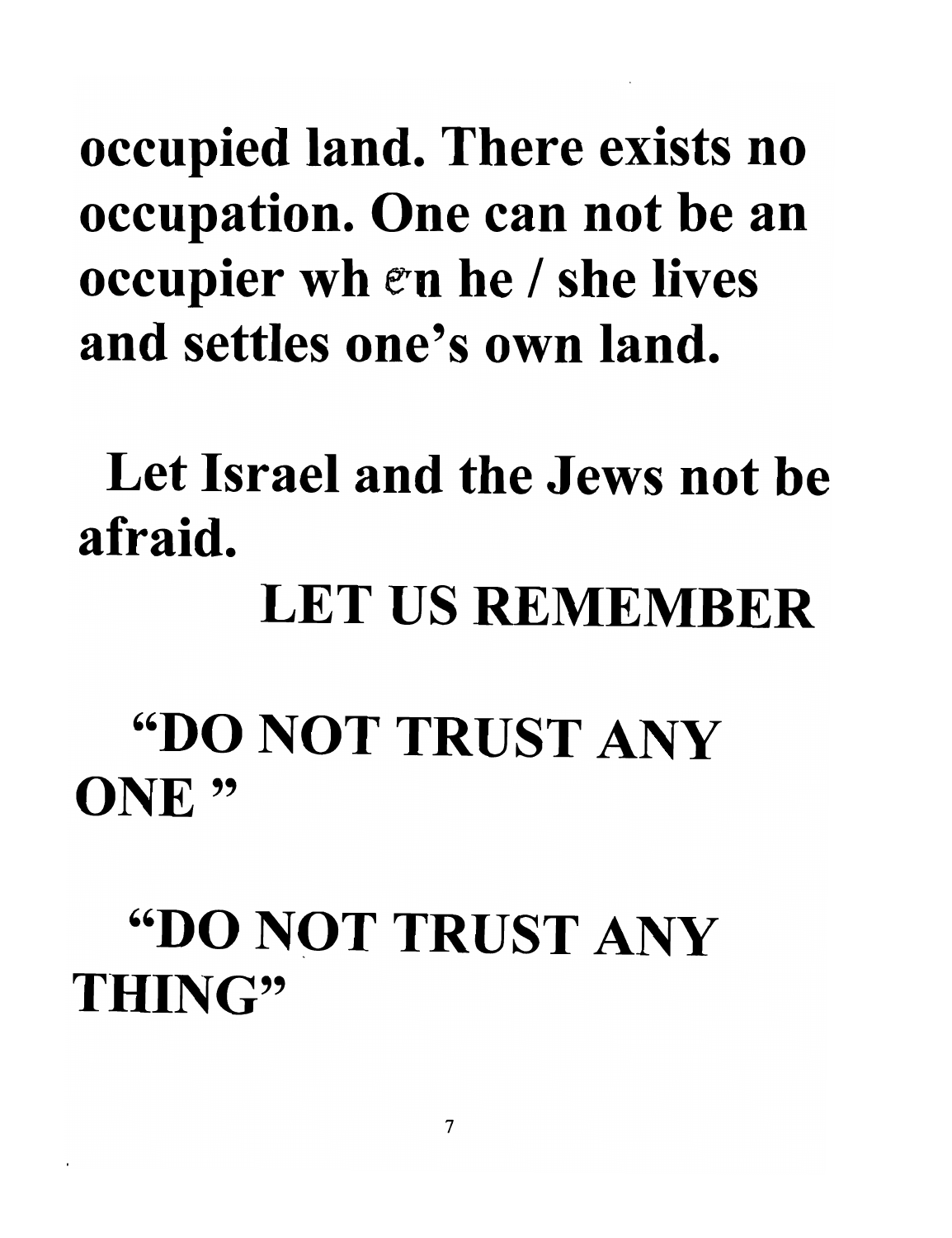**occupied land. There exists no occupation. One can not be an occupier wh en he / she lives and settles one's own land.**

**Let Israel and the Jews not be afraid.**

**LET US REMEMBER**

**"DO NOT TRUST ANY ONE "**

**"DO NOT TRUST ANY THING"**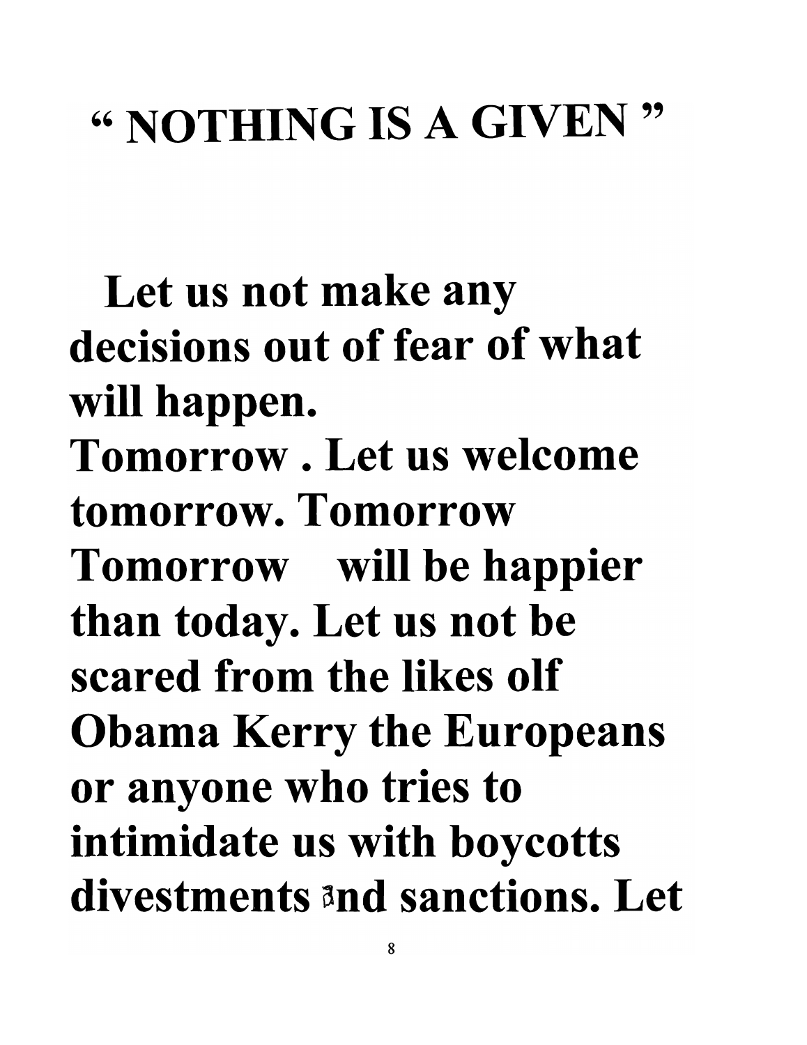# " NOTHING IS A GIVEN "

**Let us not make any decisions out of fear of what will happen. Tomorrow . Let us welcome tomorrow. Tomorrow Tomorrow will be happier than today. Let us not be scared from the likes olf Obama Kerry the Europeans or anyone who tries to intimidate us with boycotts divestments and sanctions. Let**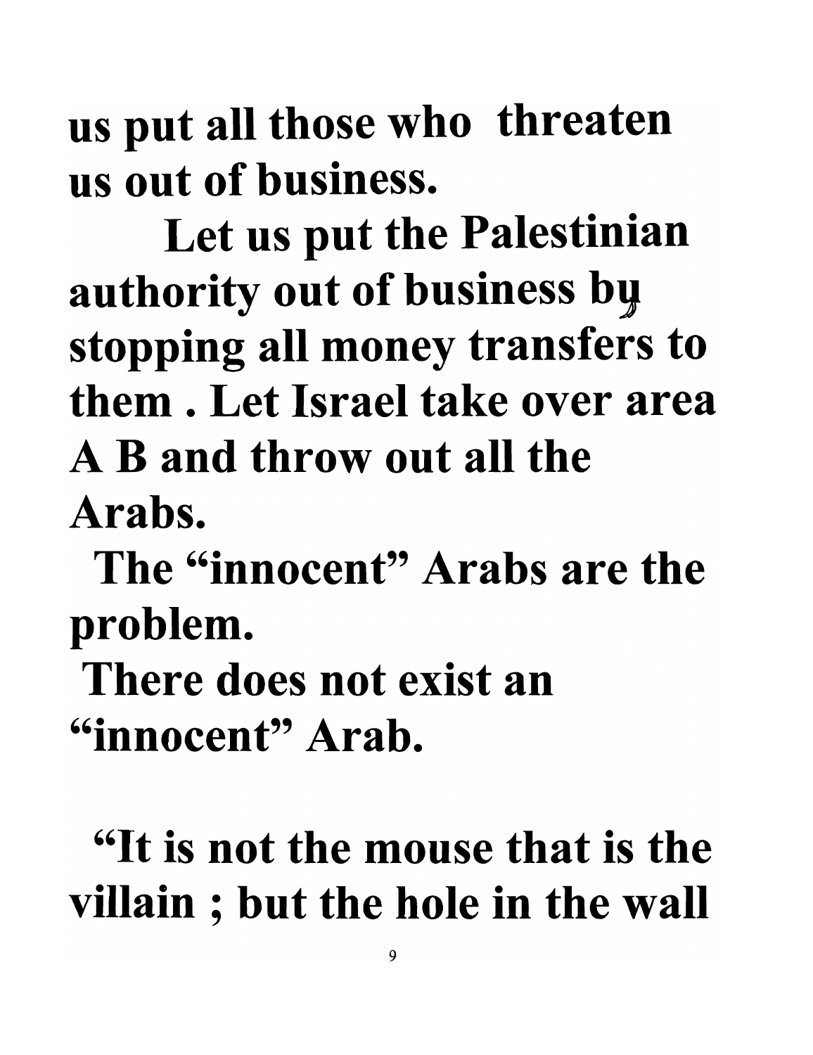**us put all those who threaten us out of business.**

**Let us put the Palestinian authority out of business by stopping all money transfers to them . Let Israel take over area A B and throw out all the Arabs.**

**The "innocent" Arabs are the problem.**

**There does not exist an "innocent" Arab.**

**"It is not the mouse that is the villain ; but the hole in the wall**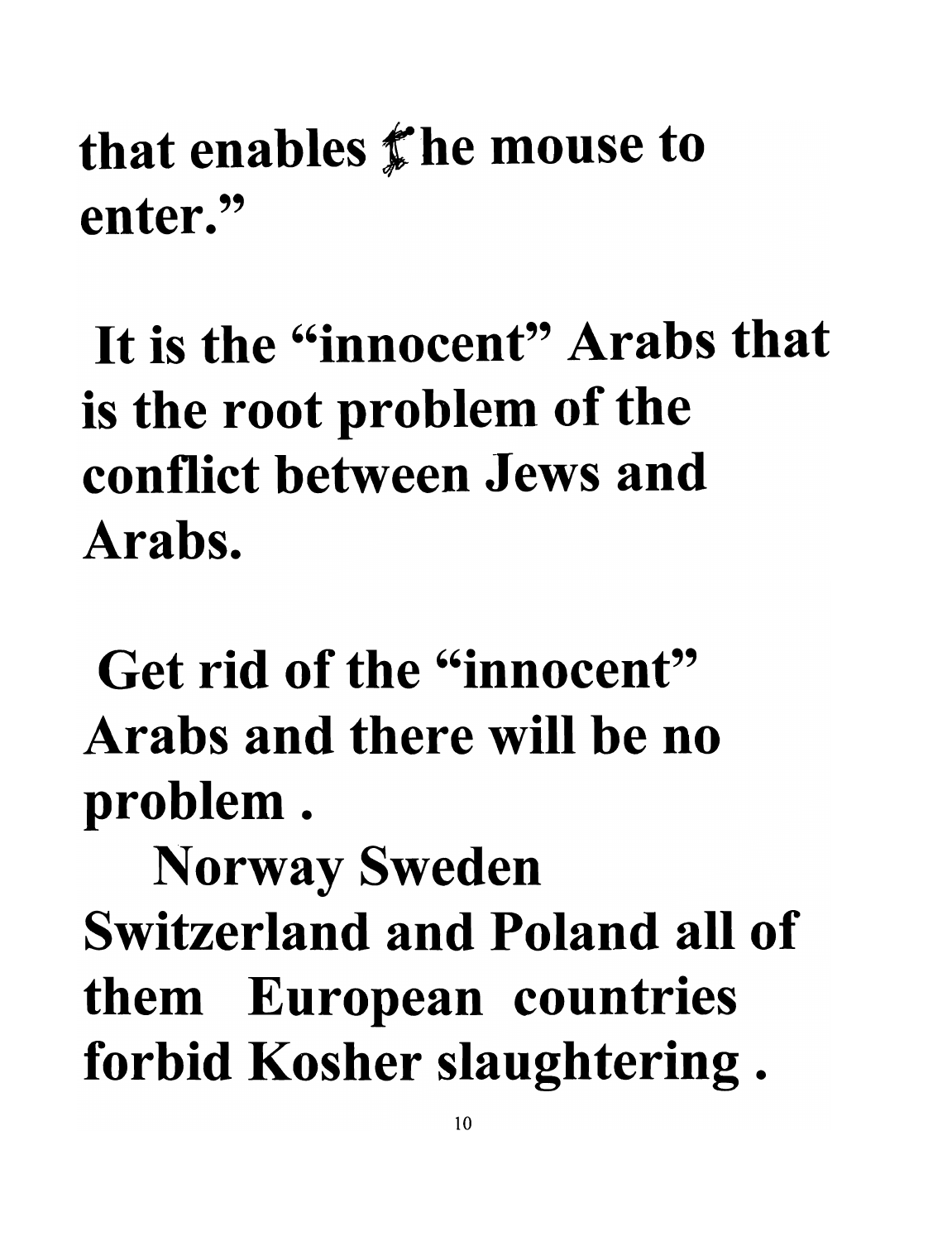**that enables the mouse to enter."**

**It is the "innocent" Arabs that is the root problem of the conflict between Jews and Arabs.**

**Get rid of the "innocent" Arabs and there will be no problem .**

**Norway Sweden Switzerland and Poland all of them European countries forbid Kosher slaughtering .**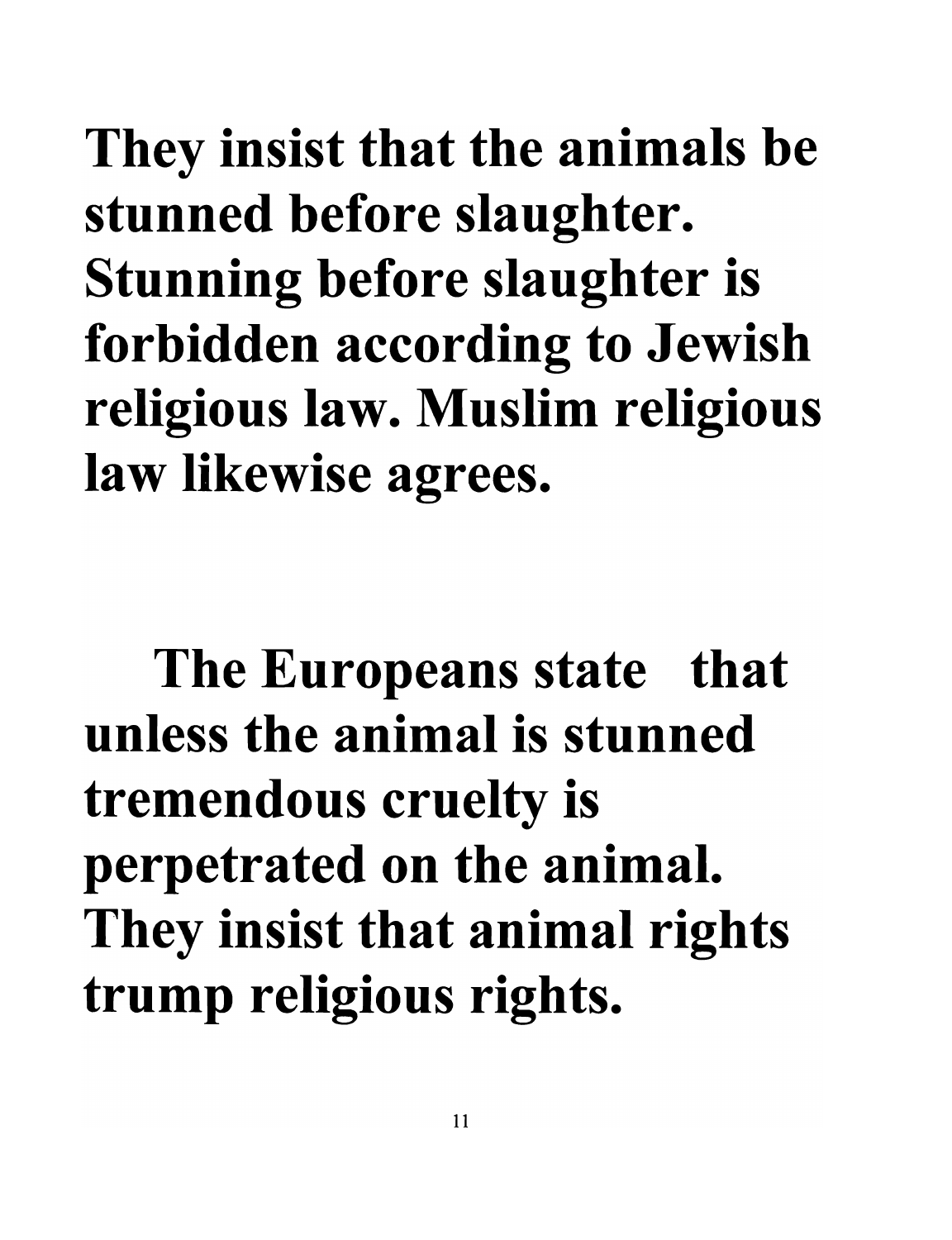**They insist that the animals be stunned before slaughter. Stunning before slaughter is forbidden according to Jewish religious law. Muslim religious law likewise agrees.**

**The Europeans state that unless the animal is stunned tremendous cruelty is perpetrated on the animal. They insist that animal rights trump religious rights.**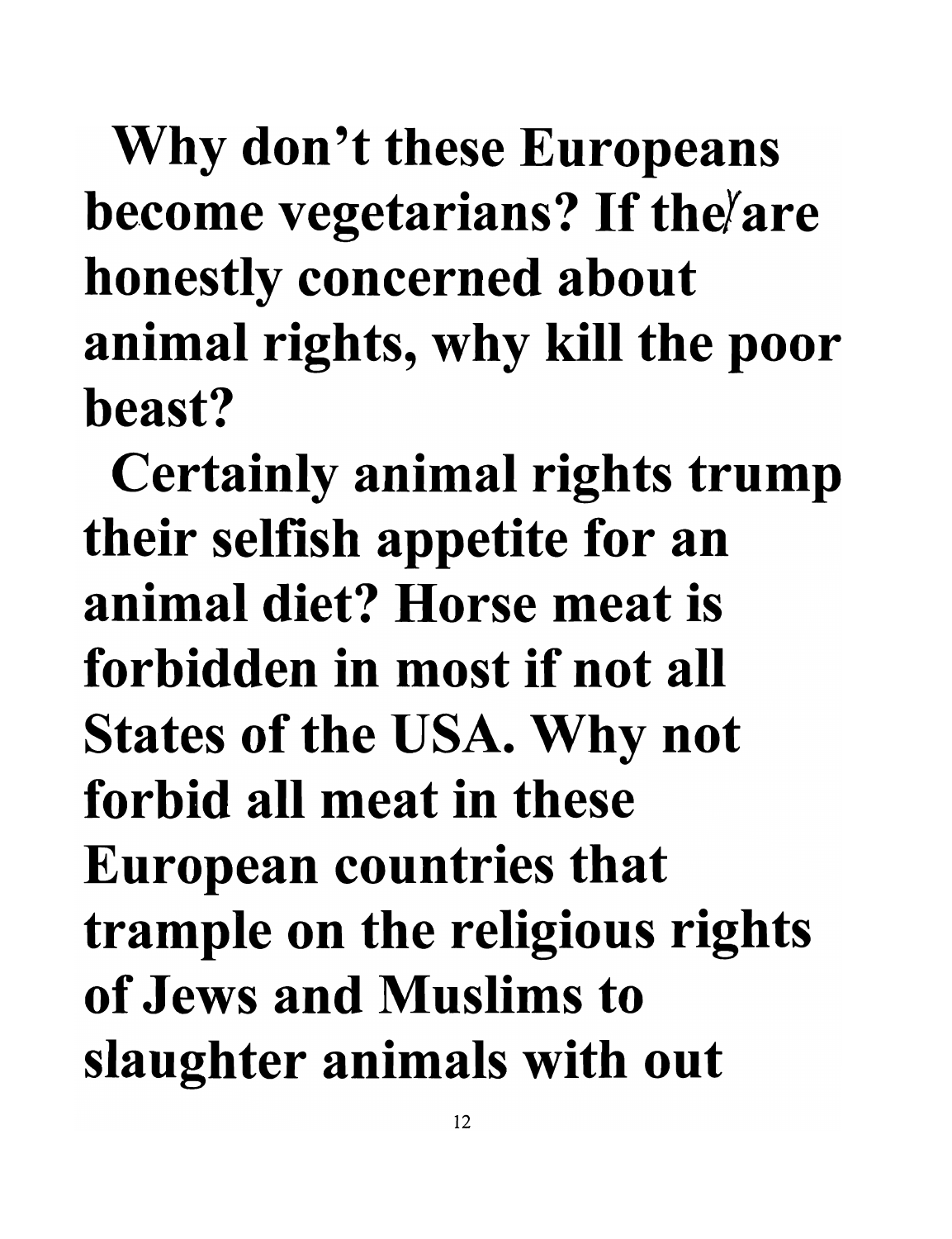**Why don't these Europeans become vegetarians? If they are honestly concerned about animal rights, why kill the poor beast?**

**Certainly animal rights trump their selfish appetite for an animal diet? Horse meat is forbidden in most if not all States of the USA. Why not forbid all meat in these European countries that trample on the religious rights of Jews and Muslims to slaughter animals with out**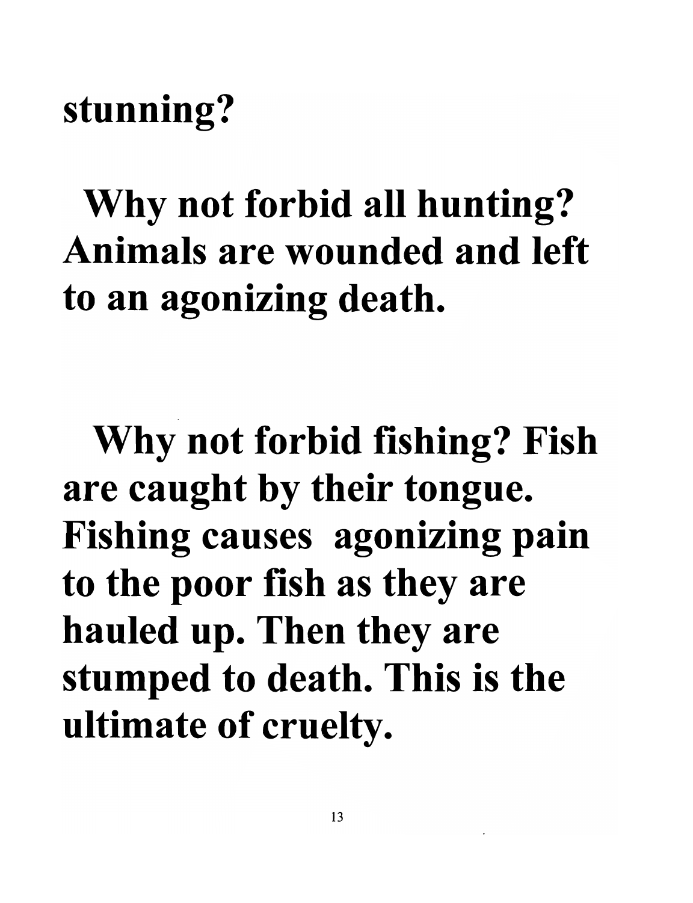**stunning?**

**Why not forbid all hunting? Animals are wounded and left to an agonizing death.**

**Why not forbid fishing? Fish are caught by their tongue. Fishing causes agonizing pain to the poor fish as they are hauled up. Then they are stumped to death. This is the ultimate of cruelty.**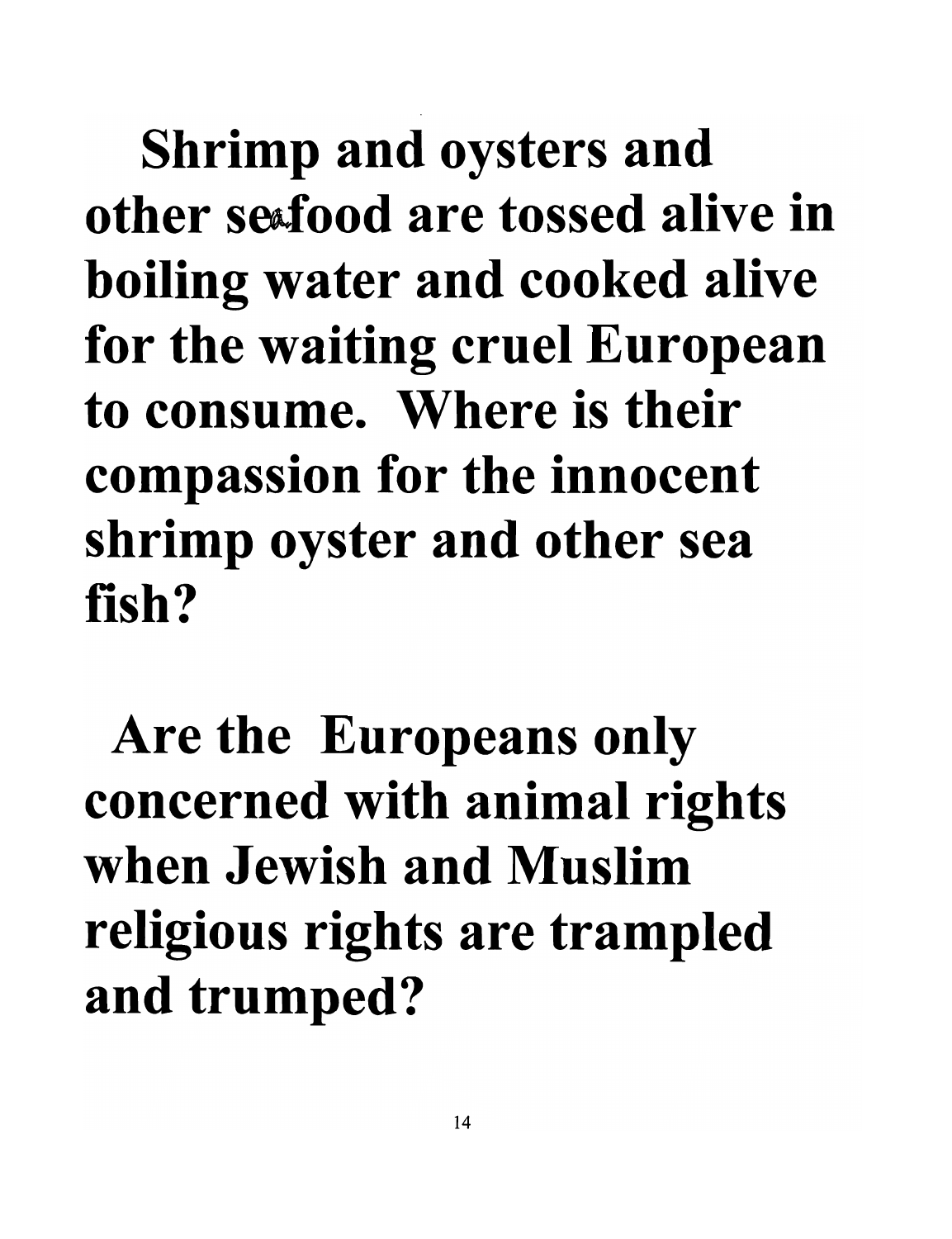**Shrimp and oysters and other seafood are tossed alive in boiling water and cooked alive for the waiting cruel European to consume. Where is their compassion for the innocent shrimp oyster and other sea fish?**

**Are the Europeans only concerned with animal rights when Jewish and Muslim religious rights are trampled and trumped?**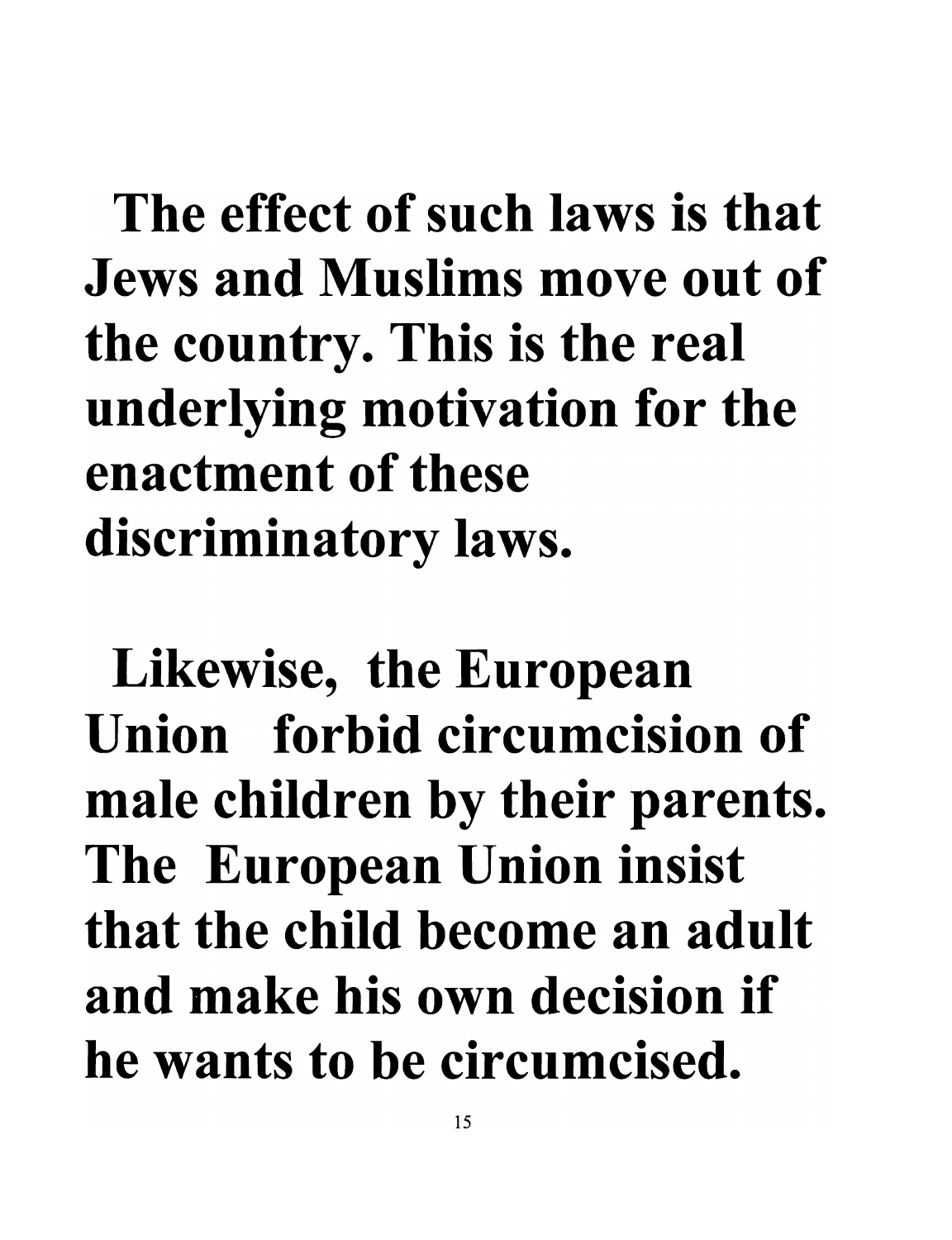**The effect of such laws is that Jews and Muslims move out of the country. This is the real underlying motivation for the enactment of these discriminatory laws.**

**Likewise, the European Union forbid circumcision of male children by their parents. The European Union insist that the child become an adult and make his own decision if he wants to be circumcised.**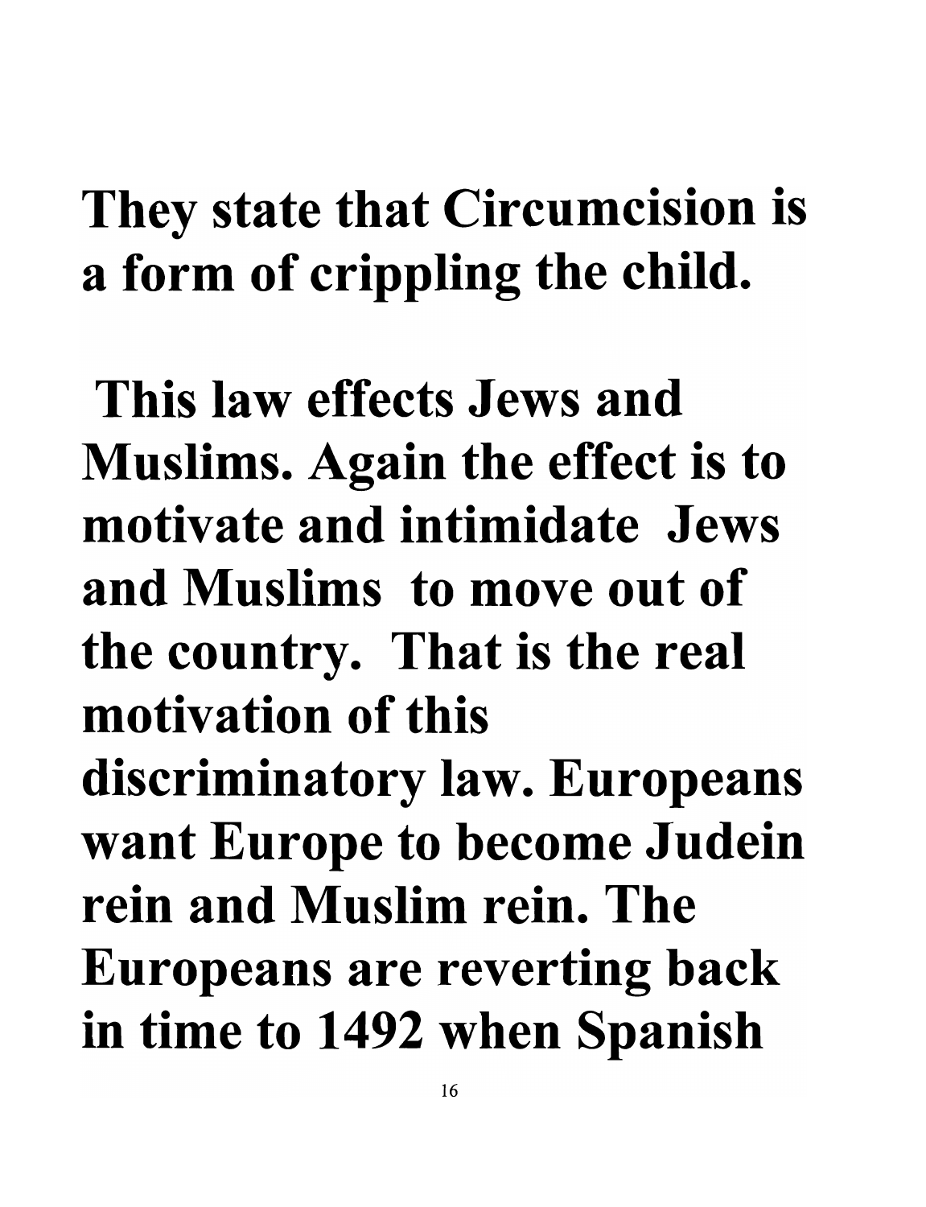**They state that Circumcision is a form of crippling the child.**

**This law effects Jews and Muslims. Again the effect is to motivate and intimidate Jews and Muslims to move out of the country. That is the real motivation of this discriminatory law. Europeans want Europe to become Judein rein and Muslim rein. The Europeans are reverting back in time to 1492 when Spanish**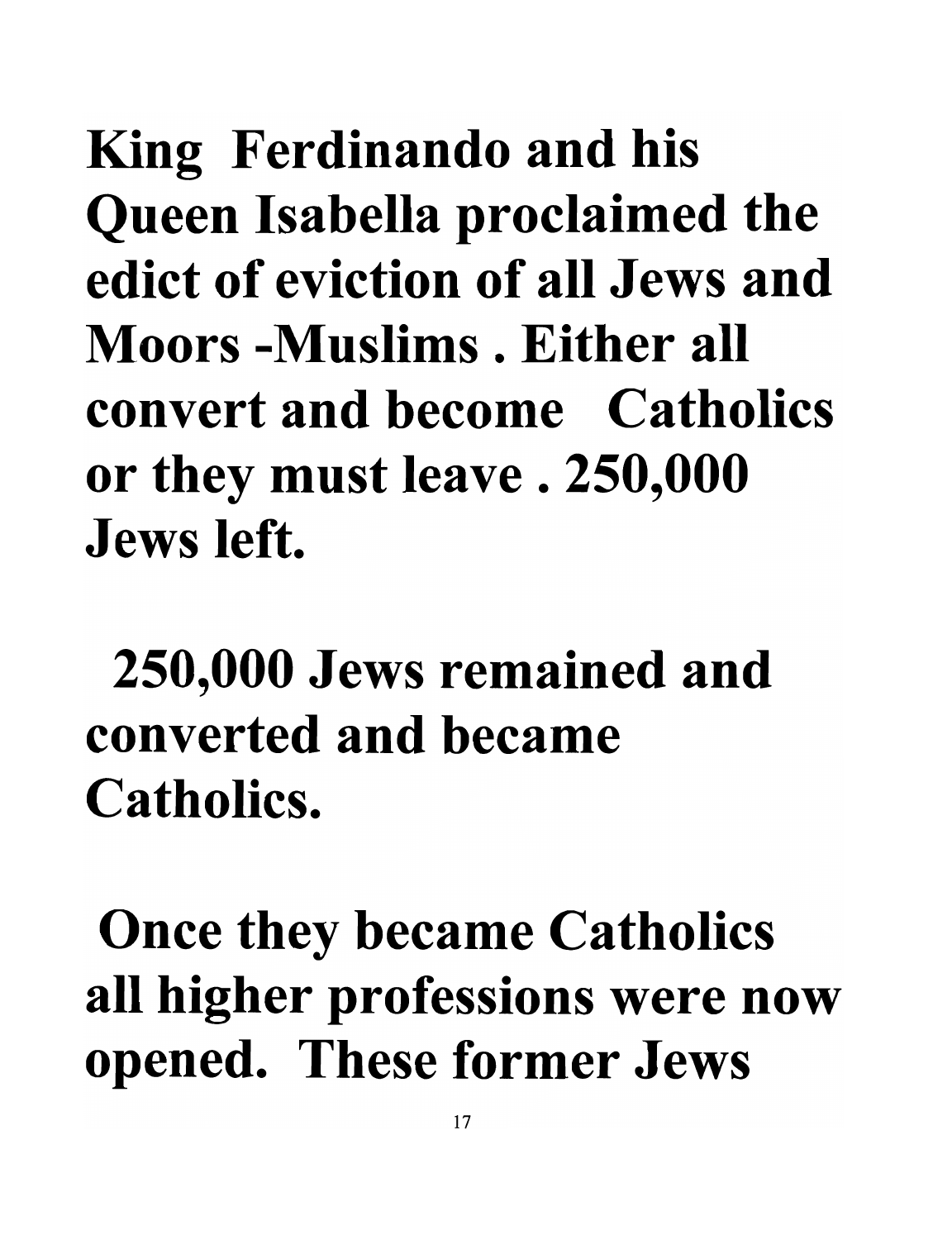**King Ferdinando and his Queen Isabella proclaimed the edict of eviction of all Jews and Moors -Muslims . Either all convert and become Catholics or they must leave . 250,000 Jews left.**

**250,000 Jews remained and converted and became Catholics.**

**Once they became Catholics all higher professions were now opened. These former Jews**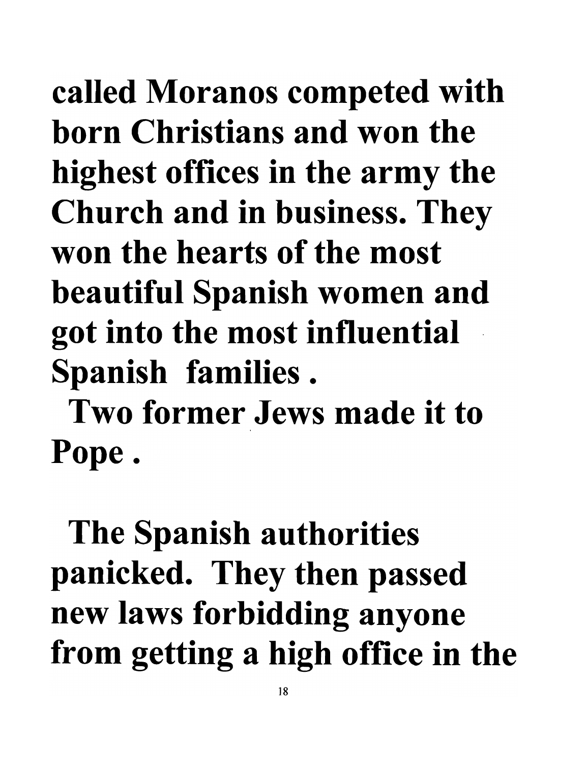**called Moranos competed with born Christians and won the highest offices in the army the Church and in business. They won the hearts of the most beautiful Spanish women and got into the most influential Spanish families .**

**Two former Jews made it to Pope .**

**The Spanish authorities panicked. They then passed new laws forbidding anyone from getting a high office in the**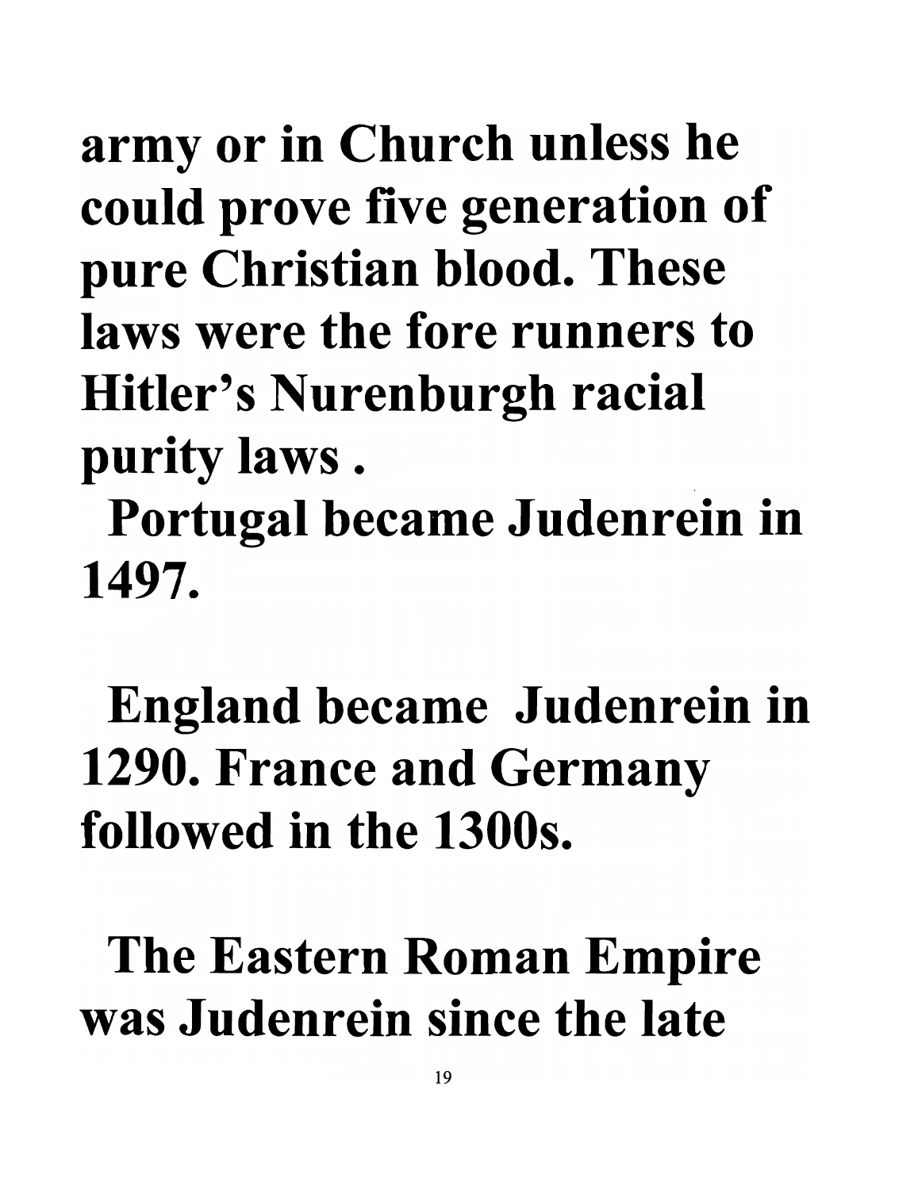**army or in Church unless he could prove five generation of pure Christian blood. These laws were the fore runners to Hitler's Nurenburgh racial purity laws .**

**Portugal became Judenrein in 1497.**

**England became Judenrein in 1290. France and Germany followed in the 1300s.**

**The Eastern Roman Empire was Judenrein since the late**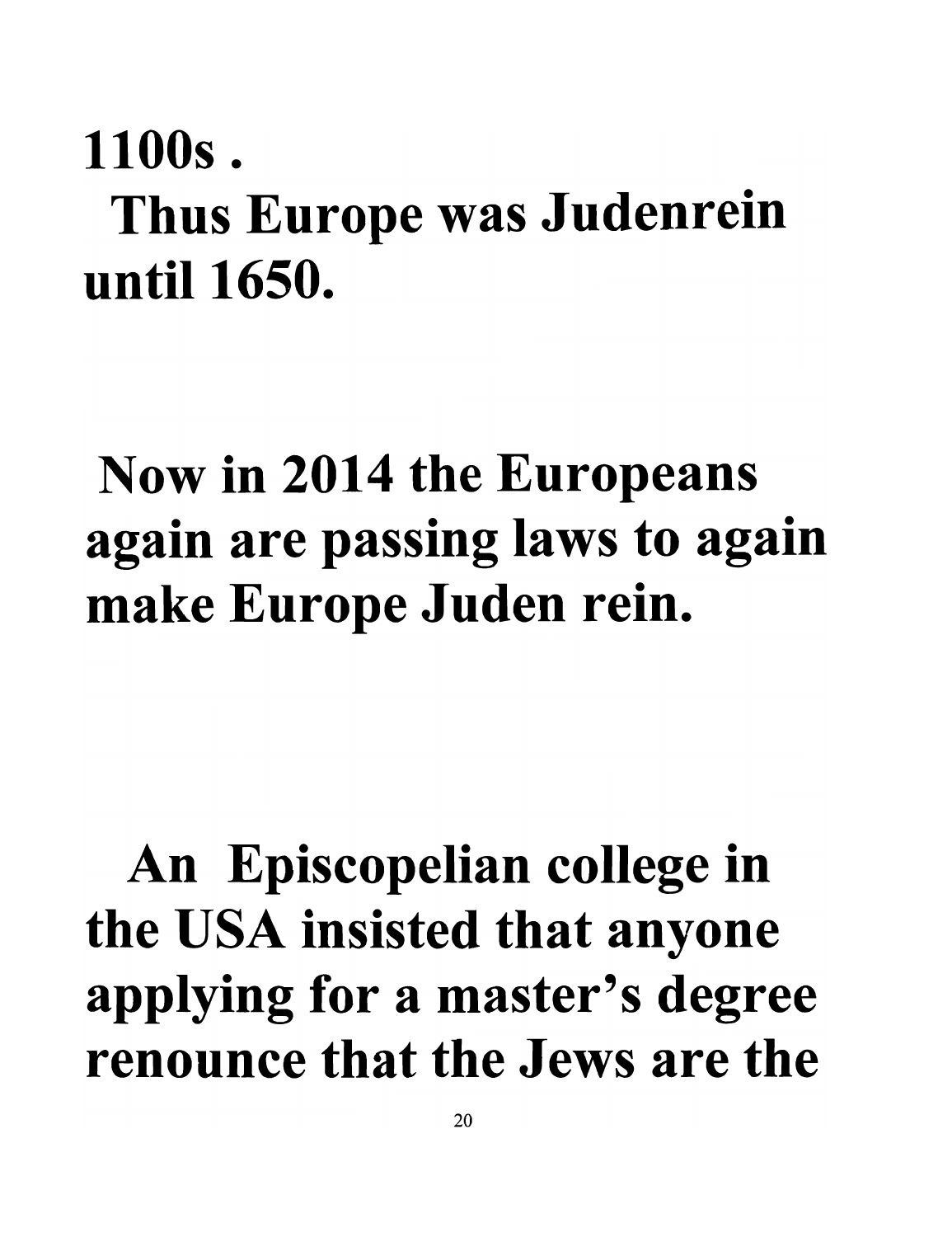**1100s .**
**Thus Europe was Judenrein until 1650.**

**Now in 2014 the Europeans again are passing laws to again make Europe Juden rein.**

**An Episcopelian college in the USA insisted that anyone applying for a master's degree renounce that the Jews are the**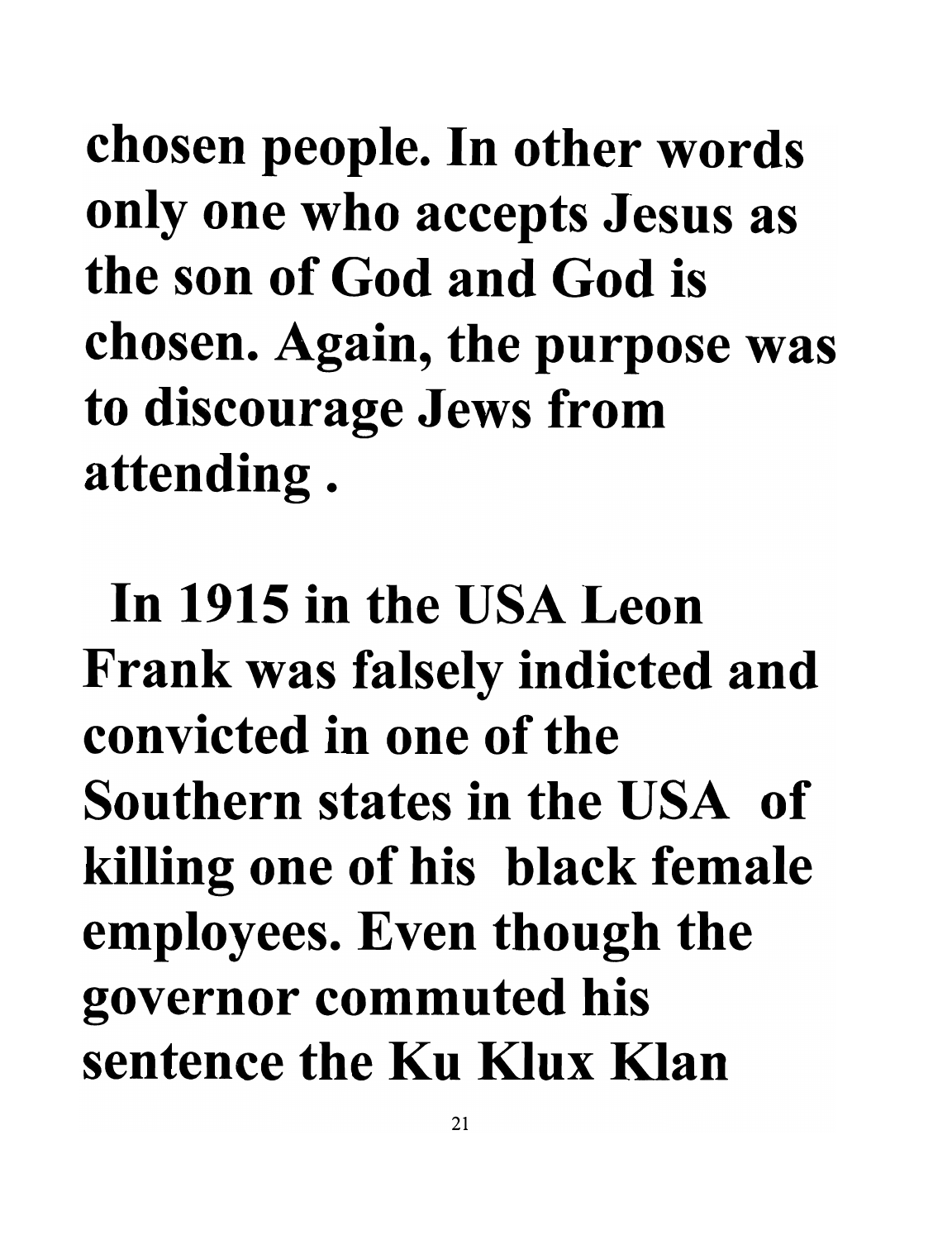**chosen people. In other words only one who accepts Jesus as the son of God and God is chosen. Again, the purpose was to discourage Jews from attending .**

**In 1915 in the USA Leon Frank was falsely indicted and convicted in one of the Southern states in the USA of killing one of his black female employees. Even though the governor commuted his sentence the Ku Klux Klan**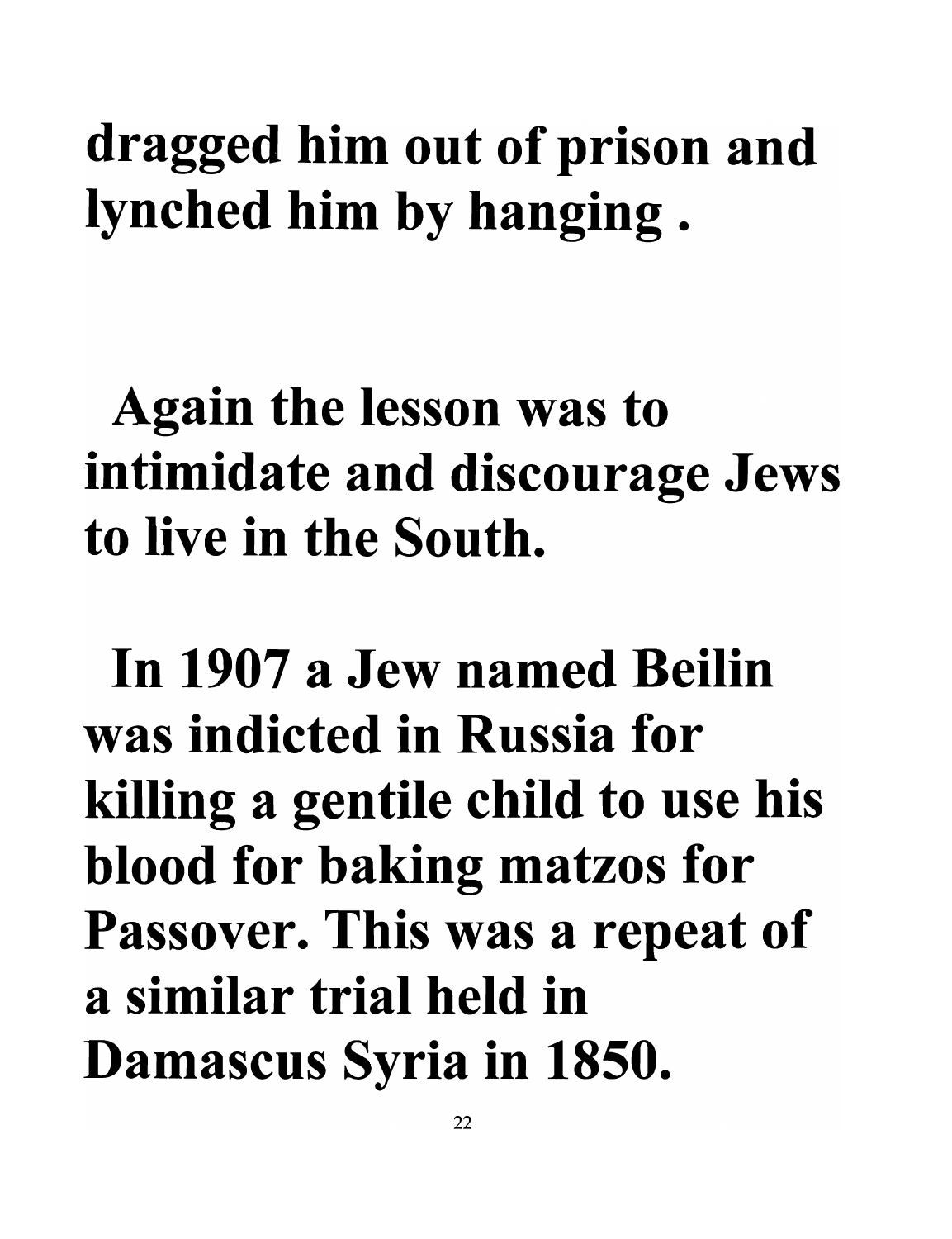dragged him out of prison and lynched him by hanging .

Again the lesson was to intimidate and discourage Jews to live in the South.

In 1907 a Jew named Beilin was indicted in Russia for killing a gentile child to use his blood for baking matzos for Passover. This was a repeat of a similar trial held in Damascus Syria in 1850.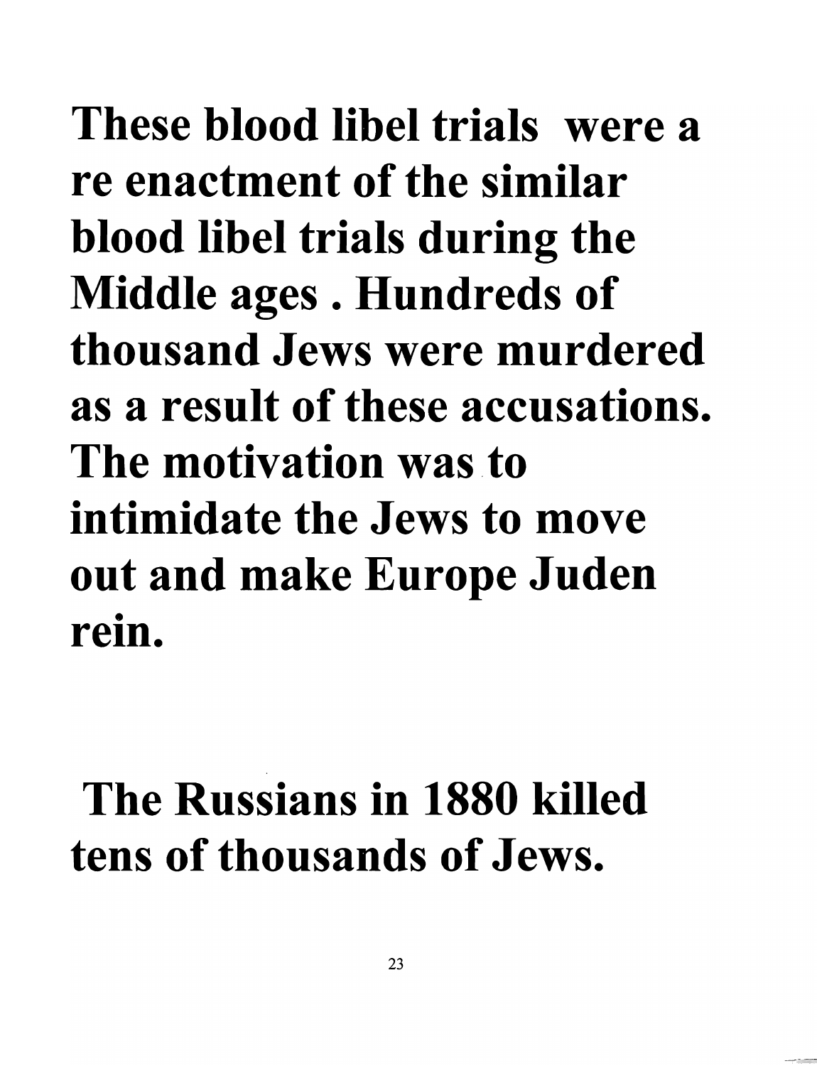**These blood libel trials were a re enactment of the similar blood libel trials during the Middle ages . Hundreds of thousand Jews were murdered as a result of these accusations. The motivation was to intimidate the Jews to move out and make Europe Juden rein.**

**The Russians in 1880 killed tens of thousands of Jews.**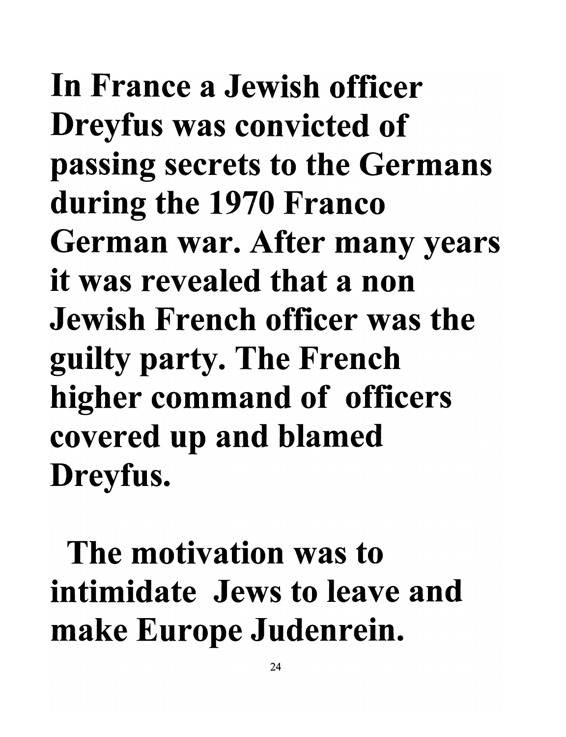**In France a Jewish officer Dreyfus was convicted of passing secrets to the Germans during the 1970 Franco German war. After many years it was revealed that a non Jewish French officer was the guilty party. The French higher command of officers covered up and blamed Dreyfus.**

**The motivation was to intimidate Jews to leave and make Europe Judenrein.**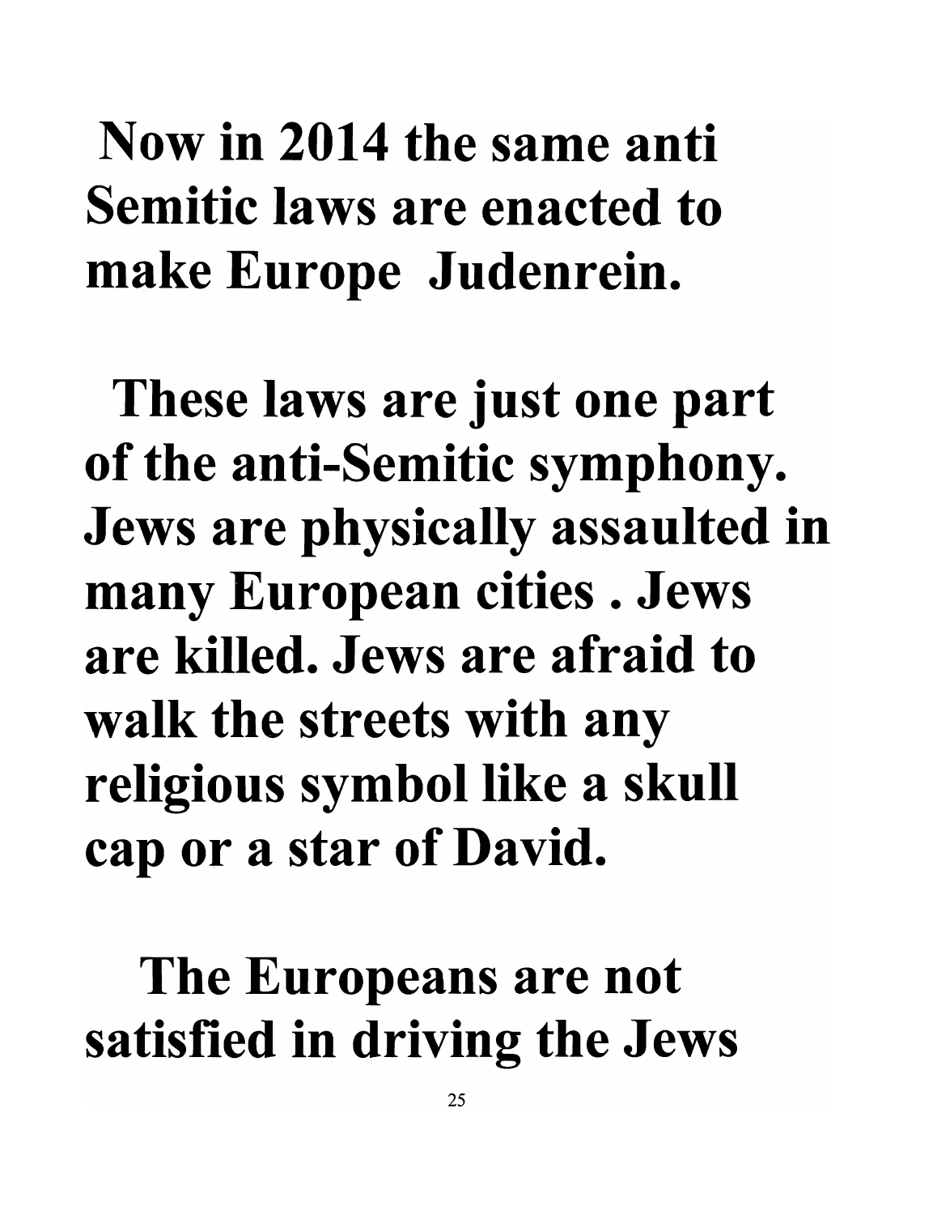**Now in 2014 the same anti Semitic laws are enacted to make Europe Judenrein.**

**These laws are just one part of the anti-Semitic symphony. Jews are physically assaulted in many European cities . Jews are killed. Jews are afraid to walk the streets with any religious symbol like a skull cap or a star of David.**

**The Europeans are not satisfied in driving the Jews**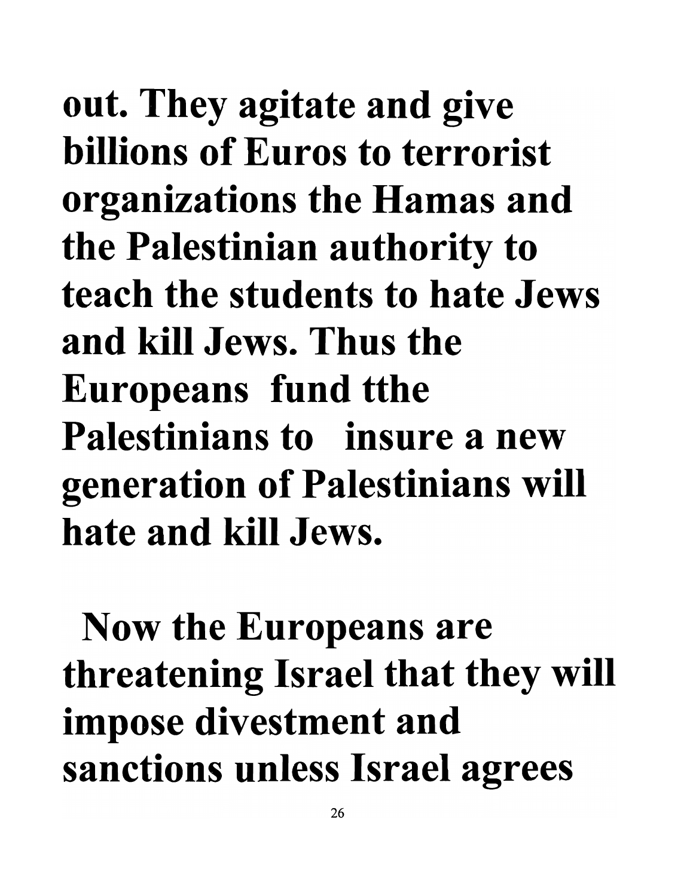out. They agitate and give billions of Euros to terrorist organizations the Hamas and the Palestinian authority to teach the students to hate Jews and kill Jews. Thus the Europeans fund tthe Palestinians to insure a new generation of Palestinians will hate and kill Jews.

Now the Europeans are threatening Israel that they will impose divestment and sanctions unless Israel agrees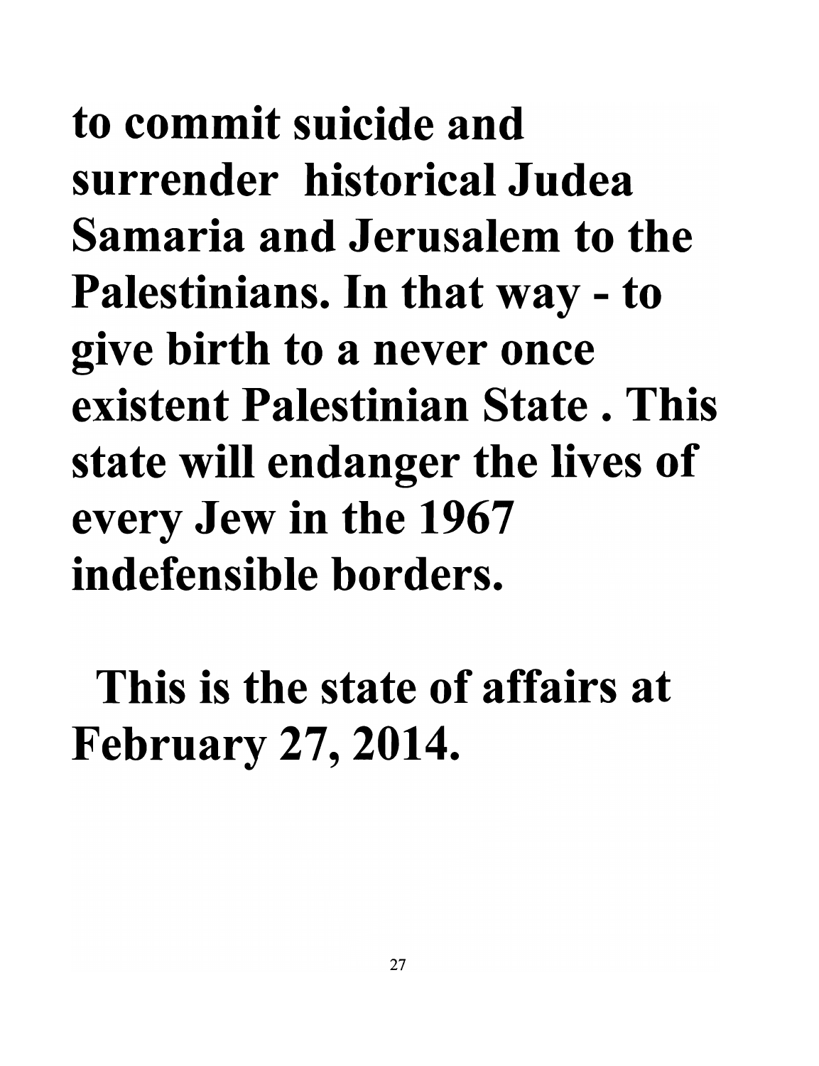**to commit suicide and surrender historical Judea Samaria and Jerusalem to the Palestinians. In that way - to give birth to a never once existent Palestinian State . This state will endanger the lives of every Jew in the 1967 indefensible borders.**

**This is the state of affairs at February 27, 2014.**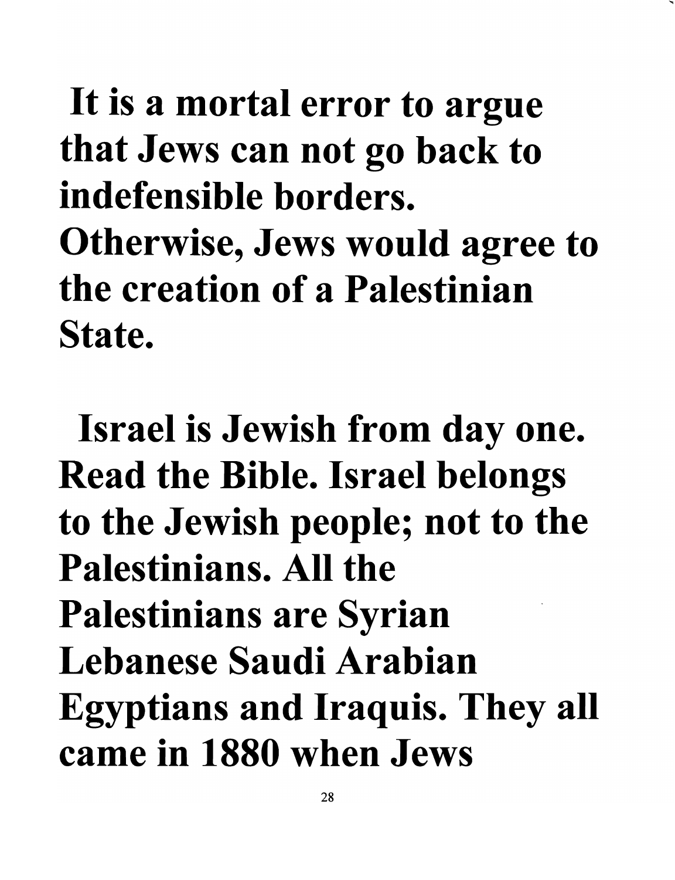**It is a mortal error to argue that Jews can not go back to indefensible borders. Otherwise, Jews would agree to the creation of a Palestinian State.**

**Israel is Jewish from day one. Read the Bible. Israel belongs to the Jewish people; not to the Palestinians. All the Palestinians are Syrian Lebanese Saudi Arabian Egyptians and Iraquis. They all came in 1880 when Jews**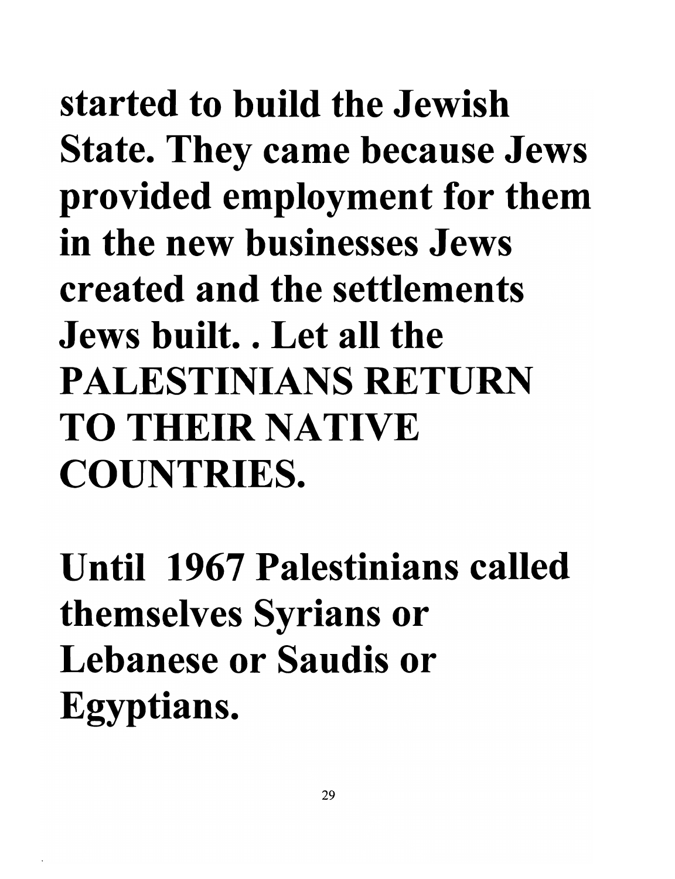**started to build the Jewish State. They came because Jews provided employment for them in the new businesses Jews created and the settlements Jews built. . Let all the PALESTINIANS RETURN TO THEIR NATIVE COUNTRIES.**

**Until 1967 Palestinians called themselves Syrians or Lebanese or Saudis or Egyptians.**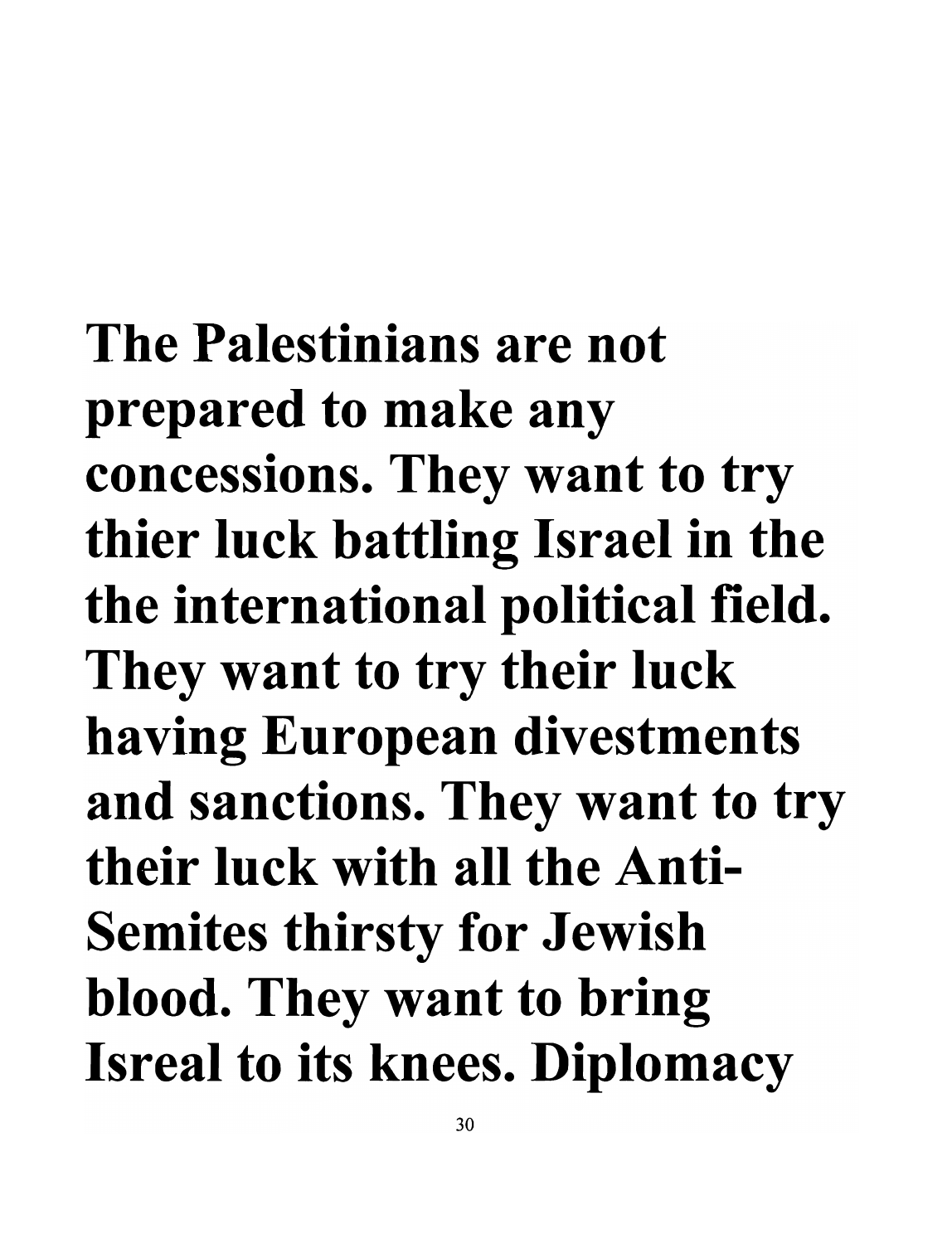**The Palestinians are not prepared to make any concessions. They want to try thier luck battling Israel in the the international political field. They want to try their luck having European divestments and sanctions. They want to try their luck with all the Anti-Semites thirsty for Jewish blood. They want to bring Isreal to its knees. Diplomacy**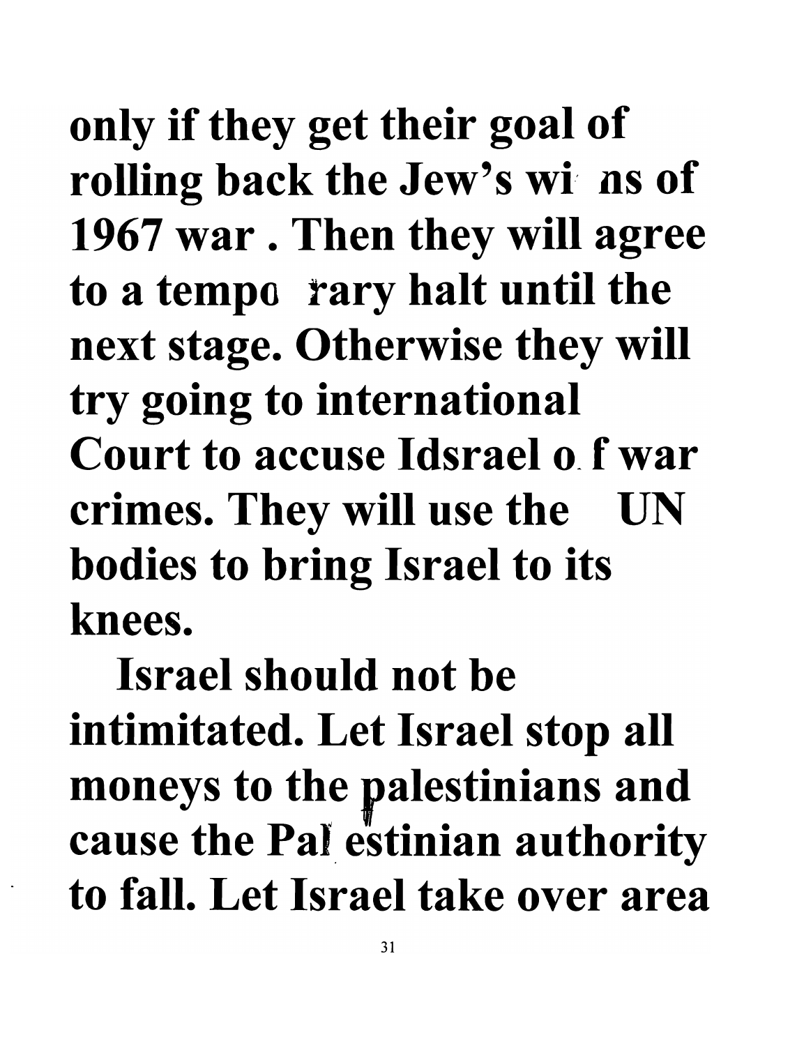only if they get their goal of rolling back the Jew's wi ns of 1967 war . Then they will agree to a tempo rary halt until the next stage. Otherwise they will try going to international Court to accuse Idsrael o f war crimes. They will use the UN bodies to bring Israel to its knees.

Israel should not be intimitated. Let Israel stop all moneys to the palestinians and cause the Pal estinian authority to fall. Let Israel take over area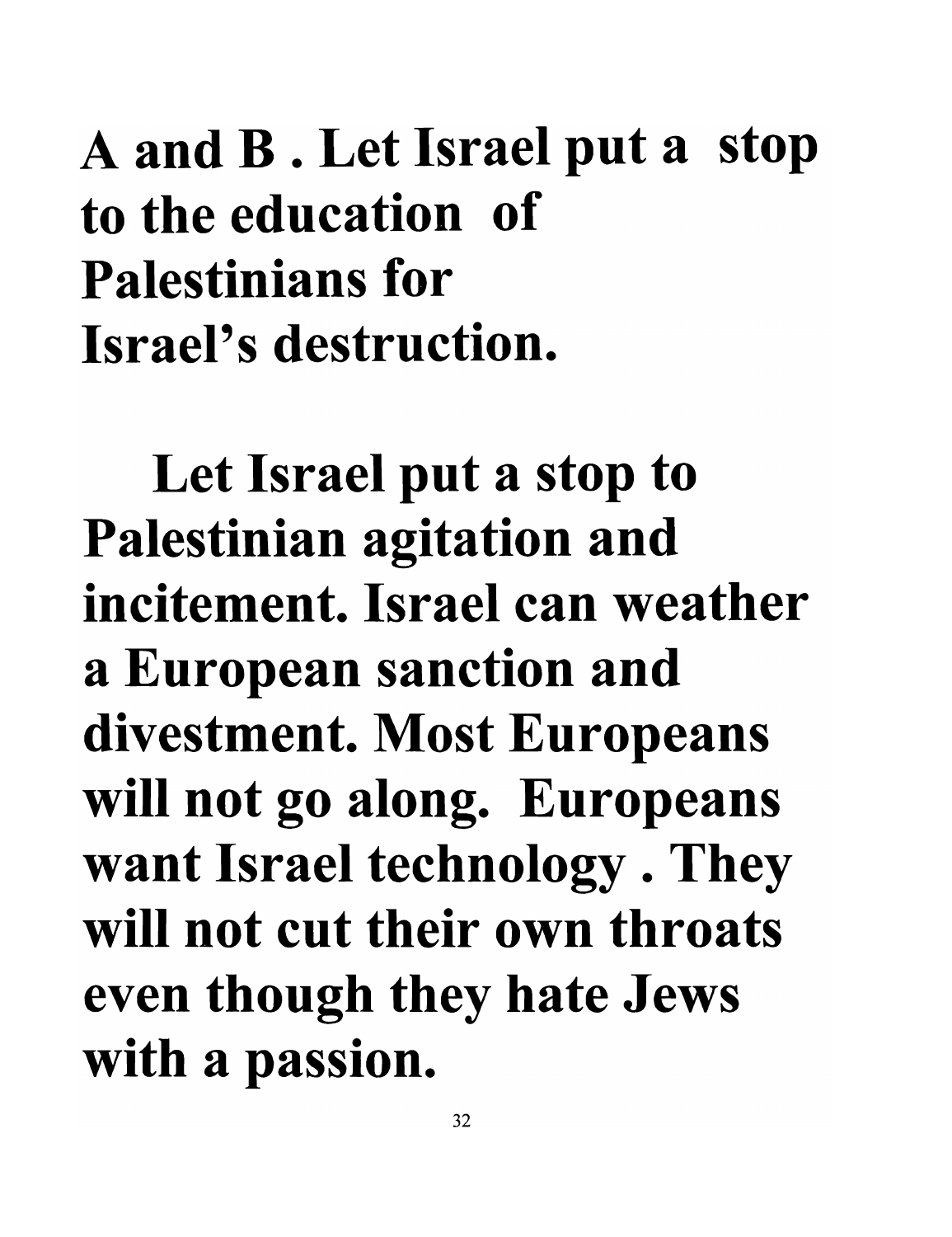**A and B . Let Israel put a stop to the education of Palestinians for Israel's destruction.**

**Let Israel put a stop to Palestinian agitation and incitement. Israel can weather a European sanction and divestment. Most Europeans will not go along. Europeans want Israel technology . They will not cut their own throats even though they hate Jews with a passion.**